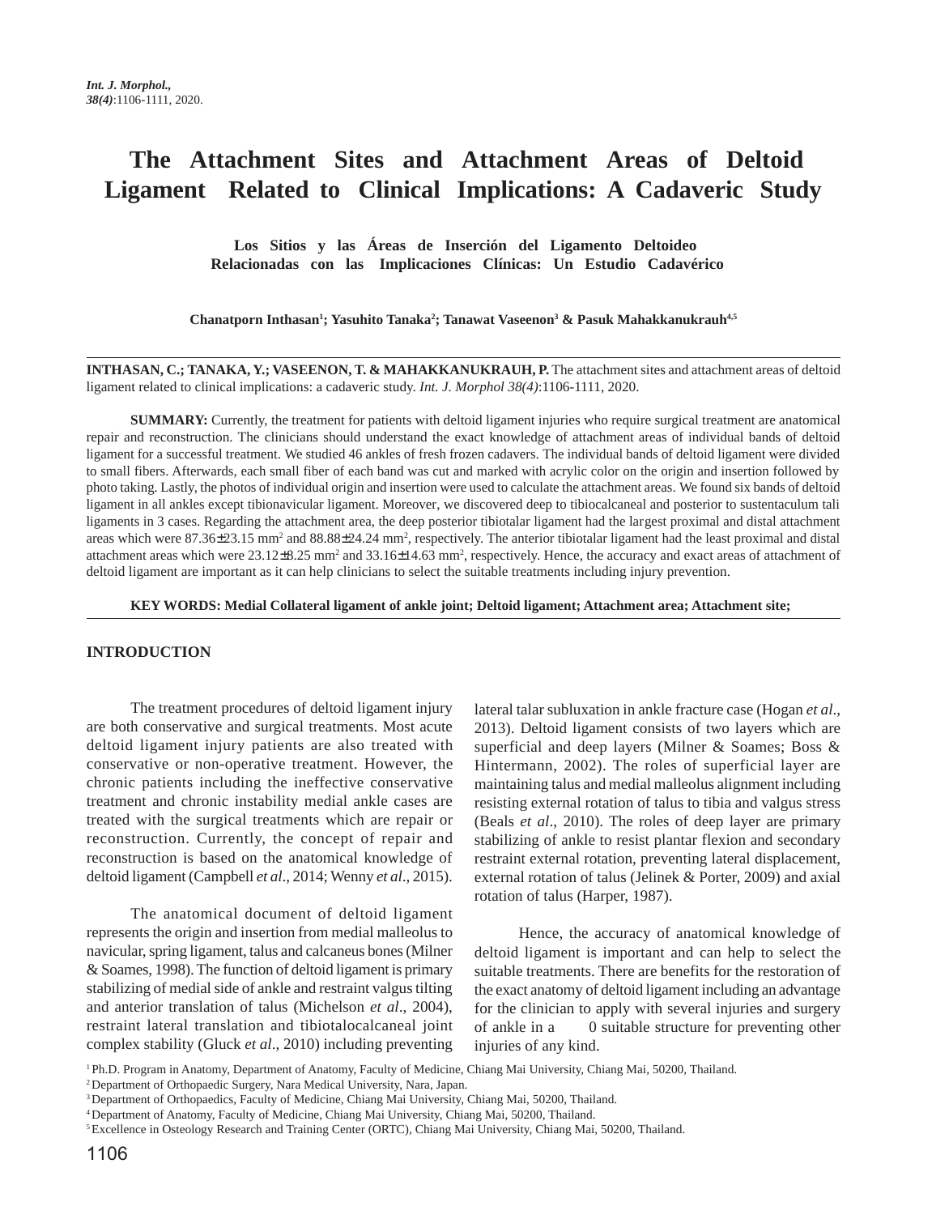# The Attachment Sites and Attachment Areas of Deltoid Ligament Related to Clinical Implications: A Cadaveric Study

**Los Sitios y las Áreas de Inserción del Ligamento Deltoideo Relacionadas con las Implicaciones Clínicas: Un Estudio Cadavérico**

**Chanatporn Inthasan[1]; Yasuhito Tanaka[2]; Tanawat Vaseenon[3] & Pasuk Mahakkanukrauh[4,5]**

---

**INTHASAN, C.; TANAKA, Y.; VASEENON, T. & MAHAKKANUKRAUH, P.** The attachment sites and attachment areas of deltoid ligament related to clinical implications: a cadaveric study. *Int. J. Morphol 38(4)*:1106-1111, 2020.

**SUMMARY:** Currently, the treatment for patients with deltoid ligament injuries who require surgical treatment are anatomical repair and reconstruction. The clinicians should understand the exact knowledge of attachment areas of individual bands of deltoid ligament for a successful treatment. We studied 46 ankles of fresh frozen cadavers. The individual bands of deltoid ligament were divided to small fibers. Afterwards, each small fiber of each band was cut and marked with acrylic color on the origin and insertion followed by photo taking. Lastly, the photos of individual origin and insertion were used to calculate the attachment areas. We found six bands of deltoid ligament in all ankles except tibionavicular ligament. Moreover, we discovered deep to tibiocalcaneal and posterior to sustentaculum tali ligaments in 3 cases. Regarding the attachment area, the deep posterior tibiotalar ligament had the largest proximal and distal attachment areas which were 87.36±23.15 mm$^2$ and 88.88±24.24 mm$^2$, respectively. The anterior tibiotalar ligament had the least proximal and distal attachment areas which were 23.12±8.25 mm$^2$ and 33.16±14.63 mm$^2$, respectively. Hence, the accuracy and exact areas of attachment of deltoid ligament are important as it can help clinicians to select the suitable treatments including injury prevention.

**KEY WORDS: Medial Collateral ligament of ankle joint; Deltoid ligament; Attachment area; Attachment site;**

---

## INTRODUCTION

The treatment procedures of deltoid ligament injury are both conservative and surgical treatments. Most acute deltoid ligament injury patients are also treated with conservative or non-operative treatment. However, the chronic patients including the ineffective conservative treatment and chronic instability medial ankle cases are treated with the surgical treatments which are repair or reconstruction. Currently, the concept of repair and reconstruction is based on the anatomical knowledge of deltoid ligament (Campbell *et al*., 2014; Wenny *et al*., 2015).

The anatomical document of deltoid ligament represents the origin and insertion from medial malleolus to navicular, spring ligament, talus and calcaneus bones (Milner & Soames, 1998). The function of deltoid ligament is primary stabilizing of medial side of ankle and restraint valgus tilting and anterior translation of talus (Michelson *et al*., 2004), restraint lateral translation and tibiotalocalcaneal joint complex stability (Gluck *et al*., 2010) including preventing lateral talar subluxation in ankle fracture case (Hogan *et al*., 2013). Deltoid ligament consists of two layers which are superficial and deep layers (Milner & Soames; Boss & Hintermann, 2002). The roles of superficial layer are maintaining talus and medial malleolus alignment including resisting external rotation of talus to tibia and valgus stress (Beals *et al*., 2010). The roles of deep layer are primary stabilizing of ankle to resist plantar flexion and secondary restraint external rotation, preventing lateral displacement, external rotation of talus (Jelinek & Porter, 2009) and axial rotation of talus (Harper, 1987).

Hence, the accuracy of anatomical knowledge of deltoid ligament is important and can help to select the suitable treatments. There are benefits for the restoration of the exact anatomy of deltoid ligament including an advantage for the clinician to apply with several injuries and surgery of ankle in a 0 suitable structure for preventing other injuries of any kind.

[1] Ph.D. Program in Anatomy, Department of Anatomy, Faculty of Medicine, Chiang Mai University, Chiang Mai, 50200, Thailand.
[2] Department of Orthopaedic Surgery, Nara Medical University, Nara, Japan.
[3] Department of Orthopaedics, Faculty of Medicine, Chiang Mai University, Chiang Mai, 50200, Thailand.
[4] Department of Anatomy, Faculty of Medicine, Chiang Mai University, Chiang Mai, 50200, Thailand.
[5] Excellence in Osteology Research and Training Center (ORTC), Chiang Mai University, Chiang Mai, 50200, Thailand.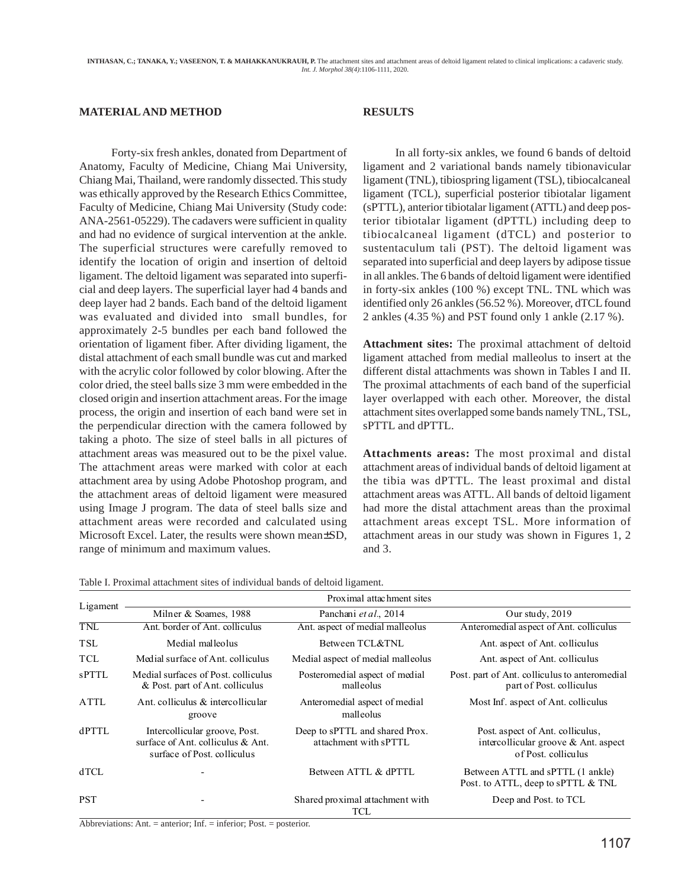## MATERIAL AND METHOD

Forty-six fresh ankles, donated from Department of Anatomy, Faculty of Medicine, Chiang Mai University, Chiang Mai, Thailand, were randomly dissected. This study was ethically approved by the Research Ethics Committee, Faculty of Medicine, Chiang Mai University (Study code: ANA-2561-05229). The cadavers were sufficient in quality and had no evidence of surgical intervention at the ankle. The superficial structures were carefully removed to identify the location of origin and insertion of deltoid ligament. The deltoid ligament was separated into superficial and deep layers. The superficial layer had 4 bands and deep layer had 2 bands. Each band of the deltoid ligament was evaluated and divided into small bundles, for approximately 2-5 bundles per each band followed the orientation of ligament fiber. After dividing ligament, the distal attachment of each small bundle was cut and marked with the acrylic color followed by color blowing. After the color dried, the steel balls size 3 mm were embedded in the closed origin and insertion attachment areas. For the image process, the origin and insertion of each band were set in the perpendicular direction with the camera followed by taking a photo. The size of steel balls in all pictures of attachment areas was measured out to be the pixel value. The attachment areas were marked with color at each attachment area by using Adobe Photoshop program, and the attachment areas of deltoid ligament were measured using Image J program. The data of steel balls size and attachment areas were recorded and calculated using Microsoft Excel. Later, the results were shown mean±SD, range of minimum and maximum values.

## RESULTS

In all forty-six ankles, we found 6 bands of deltoid ligament and 2 variational bands namely tibionavicular ligament (TNL), tibiospring ligament (TSL), tibiocalcaneal ligament (TCL), superficial posterior tibiotalar ligament (sPTTL), anterior tibiotalar ligament (ATTL) and deep posterior tibiotalar ligament (dPTTL) including deep to tibiocalcaneal ligament (dTCL) and posterior to sustentaculum tali (PST). The deltoid ligament was separated into superficial and deep layers by adipose tissue in all ankles. The 6 bands of deltoid ligament were identified in forty-six ankles (100 %) except TNL. TNL which was identified only 26 ankles (56.52 %). Moreover, dTCL found 2 ankles (4.35 %) and PST found only 1 ankle (2.17 %).

**Attachment sites:** The proximal attachment of deltoid ligament attached from medial malleolus to insert at the different distal attachments was shown in Tables I and II. The proximal attachments of each band of the superficial layer overlapped with each other. Moreover, the distal attachment sites overlapped some bands namely TNL, TSL, sPTTL and dPTTL.

**Attachments areas:** The most proximal and distal attachment areas of individual bands of deltoid ligament at the tibia was dPTTL. The least proximal and distal attachment areas was ATTL. All bands of deltoid ligament had more the distal attachment areas than the proximal attachment areas except TSL. More information of attachment areas in our study was shown in Figures 1, 2 and 3.

Table I. Proximal attachment sites of individual bands of deltoid ligament.

| Ligament | Proximal attachment sites | | |
|---|---|---|---|
| | Milner & Soames, 1988 | Panchani *et al.*, 2014 | Our study, 2019 |
| TNL | Ant. border of Ant. colliculus | Ant. aspect of medial malleolus | Anteromedial aspect of Ant. colliculus |
| TSL | Medial malleolus | Between TCL&TNL | Ant. aspect of Ant. colliculus |
| TCL | Medial surface of Ant. colliculus | Medial aspect of medial malleolus | Ant. aspect of Ant. colliculus |
| sPTTL | Medial surfaces of Post. colliculus & Post. part of Ant. colliculus | Posteromedial aspect of medial malleolus | Post. part of Ant. colliculus to anteromedial part of Post. colliculus |
| ATTL | Ant. colliculus & intercollicular groove | Anteromedial aspect of medial malleolus | Most Inf. aspect of Ant. colliculus |
| dPTTL | Intercollicular groove, Post. surface of Ant. colliculus & Ant. surface of Post. colliculus | Deep to sPTTL and shared Prox. attachment with sPTTL | Post. aspect of Ant. colliculus, intercollicular groove & Ant. aspect of Post. colliculus |
| dTCL | - | Between ATTL & dPTTL | Between ATTL and sPTTL (1 ankle) Post. to ATTL, deep to sPTTL & TNL |
| PST | - | Shared proximal attachment with TCL | Deep and Post. to TCL |

Abbreviations: Ant. = anterior; Inf. = inferior; Post. = posterior.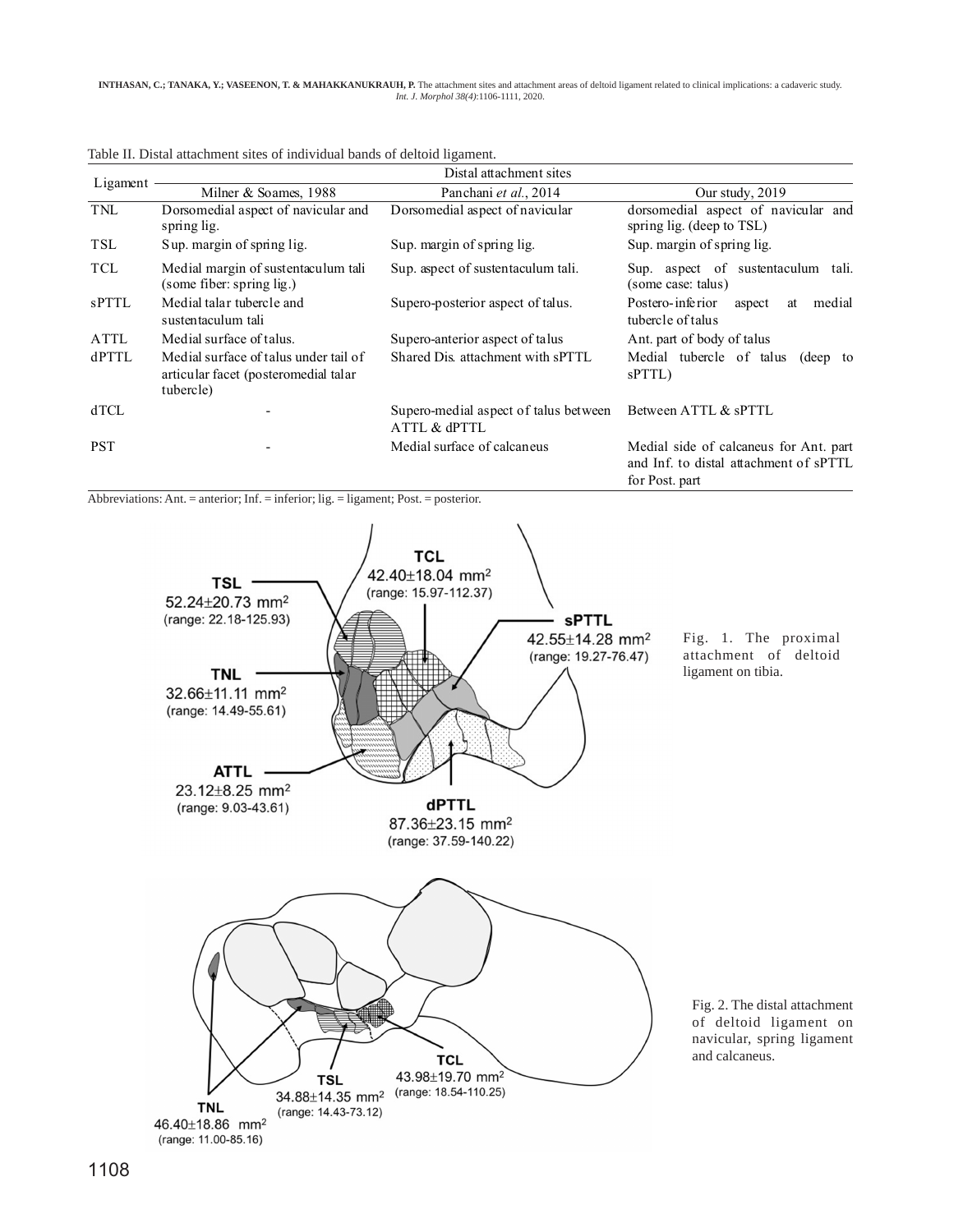Table II. Distal attachment sites of individual bands of deltoid ligament.

| Ligament | Distal attachment sites | | |
|---|---|---|---|
| | Milner & Soames, 1988 | Panchani *et al.*, 2014 | Our study, 2019 |
| TNL | Dorsomedial aspect of navicular and spring lig. | Dorsomedial aspect of navicular | dorsomedial aspect of navicular and spring lig. (deep to TSL) |
| TSL | Sup. margin of spring lig. | Sup. margin of spring lig. | Sup. margin of spring lig. |
| TCL | Medial margin of sustentaculum tali (some fiber: spring lig.) | Sup. aspect of sustentaculum tali. | Sup. aspect of sustentaculum tali. (some case: talus) |
| sPTTL | Medial talar tubercle and sustentaculum tali | Supero-posterior aspect of talus. | Postero-inferior aspect at medial tubercle of talus |
| ATTL | Medial surface of talus. | Supero-anterior aspect of talus | Ant. part of body of talus |
| dPTTL | Medial surface of talus under tail of articular facet (posteromedial talar tubercle) | Shared Dis. attachment with sPTTL | Medial tubercle of talus (deep to sPTTL) |
| dTCL | - | Supero-medial aspect of talus between ATTL & dPTTL | Between ATTL & sPTTL |
| PST | - | Medial surface of calcaneus | Medial side of calcaneus for Ant. part and Inf. to distal attachment of sPTTL for Post. part |

Abbreviations: Ant. = anterior; Inf. = inferior; lig. = ligament; Post. = posterior.

TSL 52.24±20.73 mm² (range: 22.18-125.93); TCL 42.40±18.04 mm² (range: 15.97-112.37); sPTTL 42.55±14.28 mm² (range: 19.27-76.47); TNL 32.66±11.11 mm² (range: 14.49-55.61); ATTL 23.12±8.25 mm² (range: 9.03-43.61); dPTTL 87.36±23.15 mm² (range: 37.59-140.22)

Fig. 1. The proximal attachment of deltoid ligament on tibia.

TCL 43.98±19.70 mm² (range: 18.54-110.25); TSL 34.88±14.35 mm² (range: 14.43-73.12); TNL 46.40±18.86 mm² (range: 11.00-85.16)

Fig. 2. The distal attachment of deltoid ligament on navicular, spring ligament and calcaneus.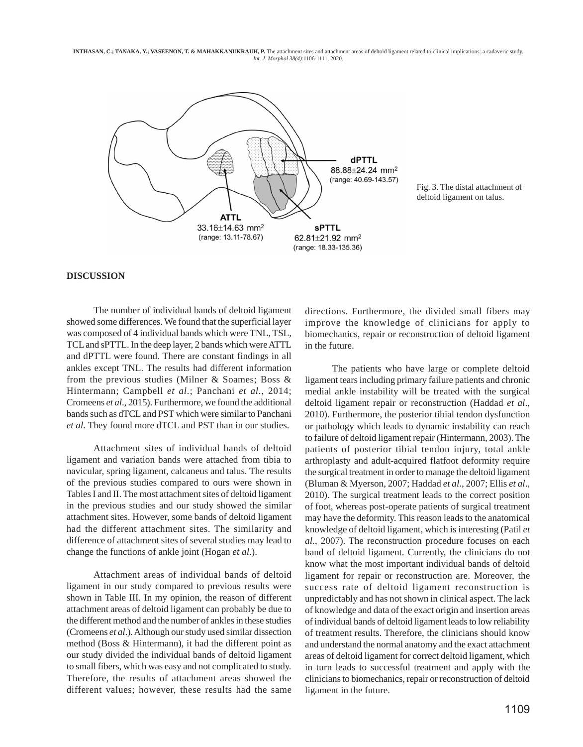dPTTL
$88.88\pm24.24$ mm$^2$
(range: 40.69-143.57)

ATTL
$33.16\pm14.63$ mm$^2$
(range: 13.11-78.67)

sPTTL
$62.81\pm21.92$ mm$^2$
(range: 18.33-135.36)

Fig. 3. The distal attachment of deltoid ligament on talus.

## DISCUSSION

The number of individual bands of deltoid ligament showed some differences. We found that the superficial layer was composed of 4 individual bands which were TNL, TSL, TCL and sPTTL. In the deep layer, 2 bands which were ATTL and dPTTL were found. There are constant findings in all ankles except TNL. The results had different information from the previous studies (Milner & Soames; Boss & Hintermann; Campbell *et al*.; Panchani *et al*., 2014; Cromeens *et al*., 2015). Furthermore, we found the additional bands such as dTCL and PST which were similar to Panchani *et al*. They found more dTCL and PST than in our studies.

Attachment sites of individual bands of deltoid ligament and variation bands were attached from tibia to navicular, spring ligament, calcaneus and talus. The results of the previous studies compared to ours were shown in Tables I and II. The most attachment sites of deltoid ligament in the previous studies and our study showed the similar attachment sites. However, some bands of deltoid ligament had the different attachment sites. The similarity and difference of attachment sites of several studies may lead to change the functions of ankle joint (Hogan *et al*.).

Attachment areas of individual bands of deltoid ligament in our study compared to previous results were shown in Table III. In my opinion, the reason of different attachment areas of deltoid ligament can probably be due to the different method and the number of ankles in these studies (Cromeens *et al*.). Although our study used similar dissection method (Boss & Hintermann), it had the different point as our study divided the individual bands of deltoid ligament to small fibers, which was easy and not complicated to study. Therefore, the results of attachment areas showed the different values; however, these results had the same directions. Furthermore, the divided small fibers may improve the knowledge of clinicians for apply to biomechanics, repair or reconstruction of deltoid ligament in the future.

The patients who have large or complete deltoid ligament tears including primary failure patients and chronic medial ankle instability will be treated with the surgical deltoid ligament repair or reconstruction (Haddad *et al*., 2010). Furthermore, the posterior tibial tendon dysfunction or pathology which leads to dynamic instability can reach to failure of deltoid ligament repair (Hintermann, 2003). The patients of posterior tibial tendon injury, total ankle arthroplasty and adult-acquired flatfoot deformity require the surgical treatment in order to manage the deltoid ligament (Bluman & Myerson, 2007; Haddad *et al*., 2007; Ellis *et al*., 2010). The surgical treatment leads to the correct position of foot, whereas post-operate patients of surgical treatment may have the deformity. This reason leads to the anatomical knowledge of deltoid ligament, which is interesting (Patil *et al*., 2007). The reconstruction procedure focuses on each band of deltoid ligament. Currently, the clinicians do not know what the most important individual bands of deltoid ligament for repair or reconstruction are. Moreover, the success rate of deltoid ligament reconstruction is unpredictably and has not shown in clinical aspect. The lack of knowledge and data of the exact origin and insertion areas of individual bands of deltoid ligament leads to low reliability of treatment results. Therefore, the clinicians should know and understand the normal anatomy and the exact attachment areas of deltoid ligament for correct deltoid ligament, which in turn leads to successful treatment and apply with the clinicians to biomechanics, repair or reconstruction of deltoid ligament in the future.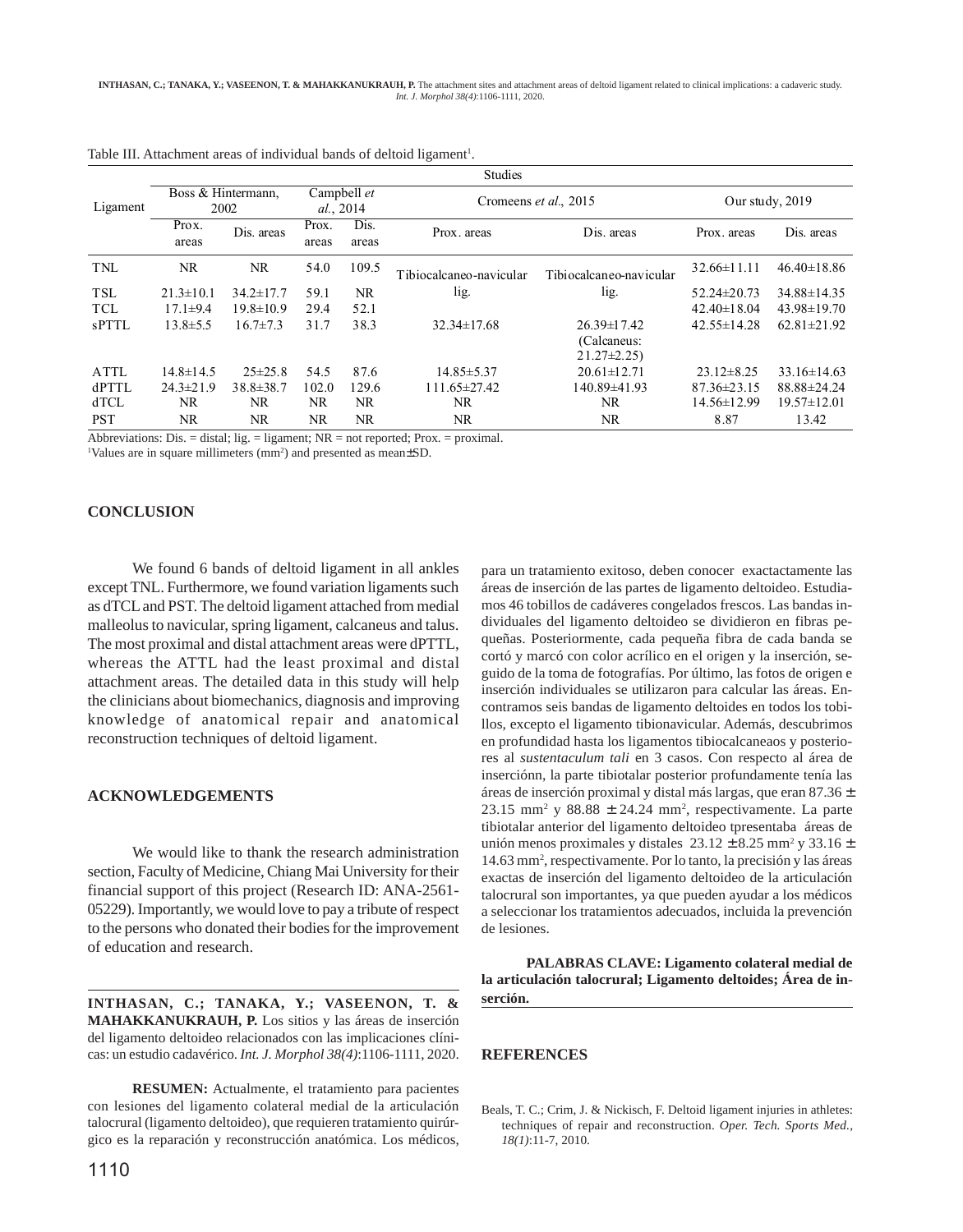Table III. Attachment areas of individual bands of deltoid ligament[1].

| Ligament | Studies | | | | | | | |
|---|---|---|---|---|---|---|---|---|
| | Boss & Hintermann, 2002 | | Campbell *et al.*, 2014 | | Cromeens *et al.*, 2015 | | Our study, 2019 | |
| | Prox. areas | Dis. areas | Prox. areas | Dis. areas | Prox. areas | Dis. areas | Prox. areas | Dis. areas |
| TNL | NR | NR | 54.0 | 109.5 | Tibiocalcaneo-navicular lig. | Tibiocalcaneo-navicular lig. | 32.66±11.11 | 46.40±18.86 |
| TSL | 21.3±10.1 | 34.2±17.7 | 59.1 | NR | | | 52.24±20.73 | 34.88±14.35 |
| TCL | 17.1±9.4 | 19.8±10.9 | 29.4 | 52.1 | | | 42.40±18.04 | 43.98±19.70 |
| sPTTL | 13.8±5.5 | 16.7±7.3 | 31.7 | 38.3 | 32.34±17.68 | 26.39±17.42 (Calcaneus: 21.27±2.25) | 42.55±14.28 | 62.81±21.92 |
| ATTL | 14.8±14.5 | 25±25.8 | 54.5 | 87.6 | 14.85±5.37 | 20.61±12.71 | 23.12±8.25 | 33.16±14.63 |
| dPTTL | 24.3±21.9 | 38.8±38.7 | 102.0 | 129.6 | 111.65±27.42 | 140.89±41.93 | 87.36±23.15 | 88.88±24.24 |
| dTCL | NR | NR | NR | NR | NR | NR | 14.56±12.99 | 19.57±12.01 |
| PST | NR | NR | NR | NR | NR | NR | 8.87 | 13.42 |

Abbreviations: Dis. = distal; lig. = ligament; NR = not reported; Prox. = proximal.
[1]Values are in square millimeters ($mm^2$) and presented as mean±SD.

## CONCLUSION

We found 6 bands of deltoid ligament in all ankles except TNL. Furthermore, we found variation ligaments such as dTCL and PST. The deltoid ligament attached from medial malleolus to navicular, spring ligament, calcaneus and talus. The most proximal and distal attachment areas were dPTTL, whereas the ATTL had the least proximal and distal attachment areas. The detailed data in this study will help the clinicians about biomechanics, diagnosis and improving knowledge of anatomical repair and anatomical reconstruction techniques of deltoid ligament.

## ACKNOWLEDGEMENTS

We would like to thank the research administration section, Faculty of Medicine, Chiang Mai University for their financial support of this project (Research ID: ANA-2561-05229). Importantly, we would love to pay a tribute of respect to the persons who donated their bodies for the improvement of education and research.

**INTHASAN, C.; TANAKA, Y.; VASEENON, T. & MAHAKKANUKRAUH, P.** Los sitios y las áreas de inserción del ligamento deltoideo relacionados con las implicaciones clínicas: un estudio cadavérico. *Int. J. Morphol 38(4)*:1106-1111, 2020.

**RESUMEN:** Actualmente, el tratamiento para pacientes con lesiones del ligamento colateral medial de la articulación talocrural (ligamento deltoideo), que requieren tratamiento quirúrgico es la reparación y reconstrucción anatómica. Los médicos, para un tratamiento exitoso, deben conocer exactactamente las áreas de inserción de las partes de ligamento deltoideo. Estudiamos 46 tobillos de cadáveres congelados frescos. Las bandas individuales del ligamento deltoideo se dividieron en fibras pequeñas. Posteriormente, cada pequeña fibra de cada banda se cortó y marcó con color acrílico en el origen y la inserción, seguido de la toma de fotografías. Por último, las fotos de origen e inserción individuales se utilizaron para calcular las áreas. Encontramos seis bandas de ligamento deltoides en todos los tobillos, excepto el ligamento tibionavicular. Además, descubrimos en profundidad hasta los ligamentos tibiocalcaneaos y posteriores al *sustentaculum tali* en 3 casos. Con respecto al área de inserciónn, la parte tibiotalar posterior profundamente tenía las áreas de inserción proximal y distal más largas, que eran 87.36 ± 23.15 $mm^2$ y 88.88 ± 24.24 $mm^2$, respectivamente. La parte tibiotalar anterior del ligamento deltoideo tpresentaba áreas de unión menos proximales y distales 23.12 ± 8.25 $mm^2$ y 33.16 ± 14.63 $mm^2$, respectivamente. Por lo tanto, la precisión y las áreas exactas de inserción del ligamento deltoideo de la articulación talocrural son importantes, ya que pueden ayudar a los médicos a seleccionar los tratamientos adecuados, incluida la prevención de lesiones.

**PALABRAS CLAVE: Ligamento colateral medial de la articulación talocrural; Ligamento deltoides; Área de inserción.**

## REFERENCES

Beals, T. C.; Crim, J. & Nickisch, F. Deltoid ligament injuries in athletes: techniques of repair and reconstruction. *Oper. Tech. Sports Med., 18(1)*:11-7, 2010.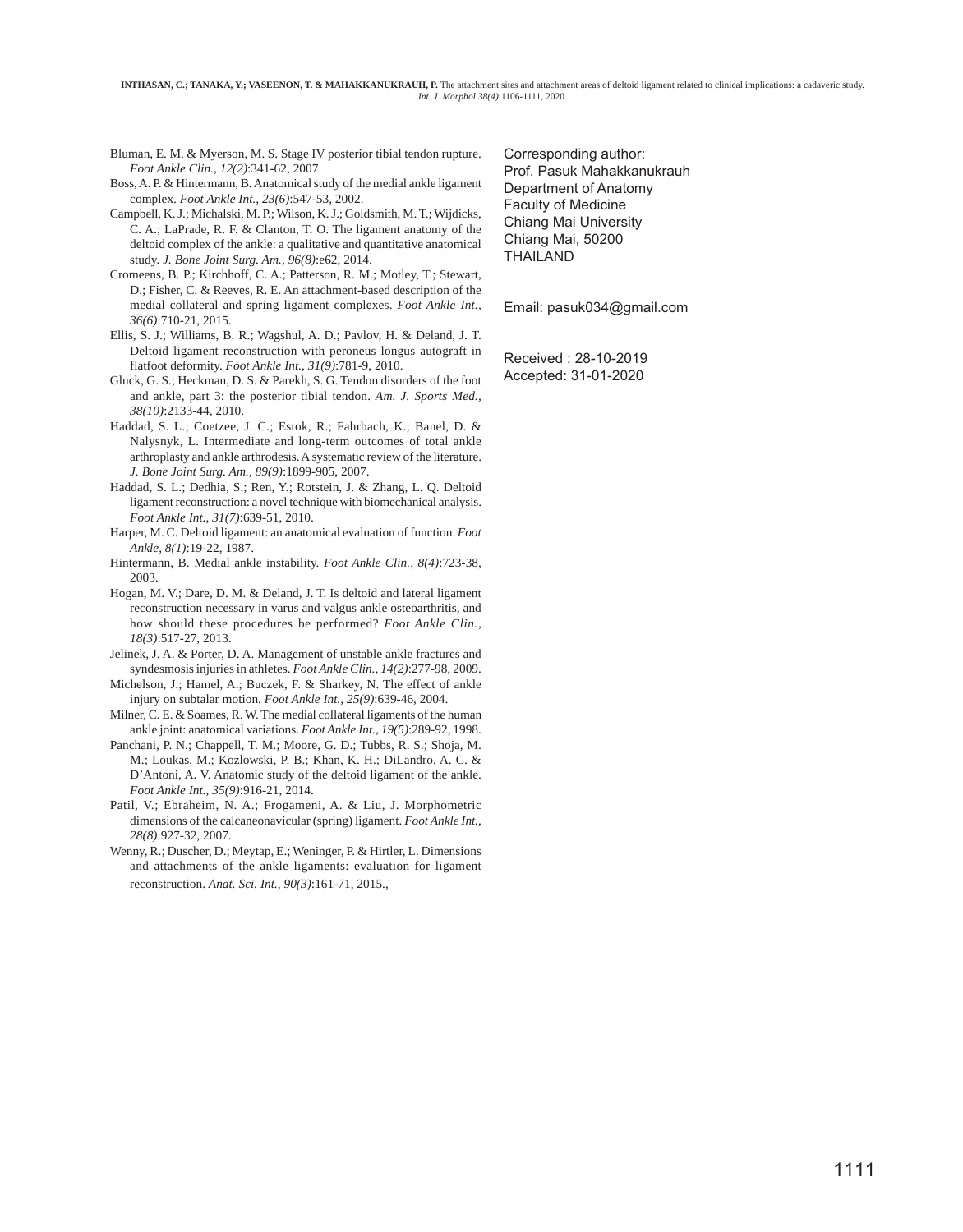Bluman, E. M. & Myerson, M. S. Stage IV posterior tibial tendon rupture. *Foot Ankle Clin., 12(2)*:341-62, 2007.

Boss, A. P. & Hintermann, B. Anatomical study of the medial ankle ligament complex. *Foot Ankle Int., 23(6)*:547-53, 2002.

Campbell, K. J.; Michalski, M. P.; Wilson, K. J.; Goldsmith, M. T.; Wijdicks, C. A.; LaPrade, R. F. & Clanton, T. O. The ligament anatomy of the deltoid complex of the ankle: a qualitative and quantitative anatomical study. *J. Bone Joint Surg. Am., 96(8)*:e62, 2014.

Cromeens, B. P.; Kirchhoff, C. A.; Patterson, R. M.; Motley, T.; Stewart, D.; Fisher, C. & Reeves, R. E. An attachment-based description of the medial collateral and spring ligament complexes. *Foot Ankle Int., 36(6)*:710-21, 2015.

Ellis, S. J.; Williams, B. R.; Wagshul, A. D.; Pavlov, H. & Deland, J. T. Deltoid ligament reconstruction with peroneus longus autograft in flatfoot deformity. *Foot Ankle Int., 31(9)*:781-9, 2010.

Gluck, G. S.; Heckman, D. S. & Parekh, S. G. Tendon disorders of the foot and ankle, part 3: the posterior tibial tendon. *Am. J. Sports Med., 38(10)*:2133-44, 2010.

Haddad, S. L.; Coetzee, J. C.; Estok, R.; Fahrbach, K.; Banel, D. & Nalysnyk, L. Intermediate and long-term outcomes of total ankle arthroplasty and ankle arthrodesis. A systematic review of the literature. *J. Bone Joint Surg. Am., 89(9)*:1899-905, 2007.

Haddad, S. L.; Dedhia, S.; Ren, Y.; Rotstein, J. & Zhang, L. Q. Deltoid ligament reconstruction: a novel technique with biomechanical analysis. *Foot Ankle Int., 31(7)*:639-51, 2010.

Harper, M. C. Deltoid ligament: an anatomical evaluation of function. *Foot Ankle, 8(1)*:19-22, 1987.

Hintermann, B. Medial ankle instability. *Foot Ankle Clin., 8(4)*:723-38, 2003.

Hogan, M. V.; Dare, D. M. & Deland, J. T. Is deltoid and lateral ligament reconstruction necessary in varus and valgus ankle osteoarthritis, and how should these procedures be performed? *Foot Ankle Clin., 18(3)*:517-27, 2013.

Jelinek, J. A. & Porter, D. A. Management of unstable ankle fractures and syndesmosis injuries in athletes. *Foot Ankle Clin., 14(2)*:277-98, 2009.

Michelson, J.; Hamel, A.; Buczek, F. & Sharkey, N. The effect of ankle injury on subtalar motion. *Foot Ankle Int., 25(9)*:639-46, 2004.

Milner, C. E. & Soames, R. W. The medial collateral ligaments of the human ankle joint: anatomical variations. *Foot Ankle Int., 19(5)*:289-92, 1998.

Panchani, P. N.; Chappell, T. M.; Moore, G. D.; Tubbs, R. S.; Shoja, M. M.; Loukas, M.; Kozlowski, P. B.; Khan, K. H.; DiLandro, A. C. & D'Antoni, A. V. Anatomic study of the deltoid ligament of the ankle. *Foot Ankle Int., 35(9)*:916-21, 2014.

Patil, V.; Ebraheim, N. A.; Frogameni, A. & Liu, J. Morphometric dimensions of the calcaneonavicular (spring) ligament. *Foot Ankle Int., 28(8)*:927-32, 2007.

Wenny, R.; Duscher, D.; Meytap, E.; Weninger, P. & Hirtler, L. Dimensions and attachments of the ankle ligaments: evaluation for ligament reconstruction. *Anat. Sci. Int., 90(3)*:161-71, 2015.,

Corresponding author:
Prof. Pasuk Mahakkanukrauh
Department of Anatomy
Faculty of Medicine
Chiang Mai University
Chiang Mai, 50200
THAILAND

Email: pasuk034@gmail.com

Received : 28-10-2019
Accepted: 31-01-2020